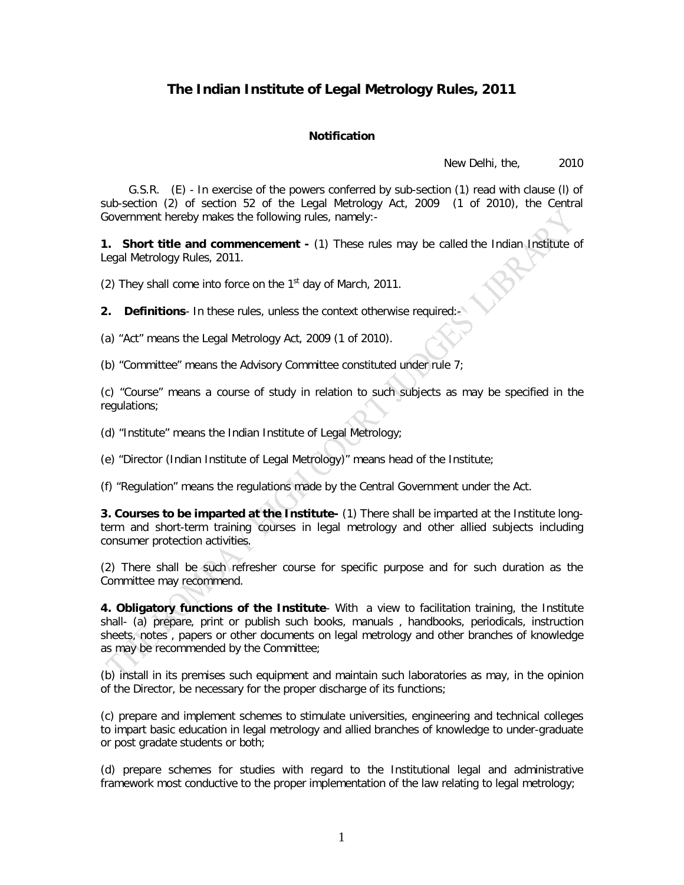# The Indian Institute of Legal Metrology Rules, 2011

**Notification**

New Delhi, the, 2010

G.S.R. (E) - In exercise of the powers conferred by sub-section (1) read with clause (l) of sub-section (2) of section 52 of the Legal Metrology Act, 2009 (1 of 2010), the Central Government hereby makes the following rules, namely:-

**1. Short title and commencement -** (1) These rules may be called the Indian Institute of Legal Metrology Rules, 2011.

(2) They shall come into force on the 1st day of March, 2011.

**2. Definitions**- In these rules, unless the context otherwise required:-

(a) "Act" means the Legal Metrology Act, 2009 (1 of 2010).

(b) "Committee" means the Advisory Committee constituted under rule 7;

(c) "Course" means a course of study in relation to such subjects as may be specified in the regulations;

(d) "Institute" means the Indian Institute of Legal Metrology;

(e) "Director (Indian Institute of Legal Metrology)" means head of the Institute;

(f) "Regulation" means the regulations made by the Central Government under the Act.

**3. Courses to be imparted at the Institute-** (1) There shall be imparted at the Institute long-term and short-term training courses in legal metrology and other allied subjects including consumer protection activities.

(2) There shall be such refresher course for specific purpose and for such duration as the Committee may recommend.

**4. Obligatory functions of the Institute**- With a view to facilitation training, the Institute shall- (a) prepare, print or publish such books, manuals , handbooks, periodicals, instruction sheets, notes , papers or other documents on legal metrology and other branches of knowledge as may be recommended by the Committee;

(b) install in its premises such equipment and maintain such laboratories as may, in the opinion of the Director, be necessary for the proper discharge of its functions;

(c) prepare and implement schemes to stimulate universities, engineering and technical colleges to impart basic education in legal metrology and allied branches of knowledge to under-graduate or post gradate students or both;

(d) prepare schemes for studies with regard to the Institutional legal and administrative framework most conductive to the proper implementation of the law relating to legal metrology;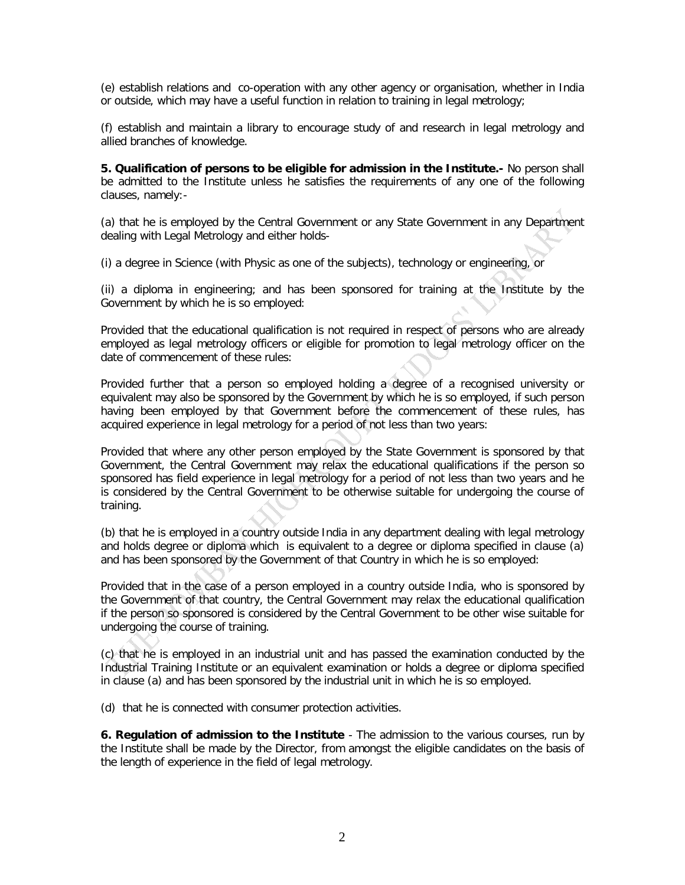(e) establish relations and co-operation with any other agency or organisation, whether in India or outside, which may have a useful function in relation to training in legal metrology;

(f) establish and maintain a library to encourage study of and research in legal metrology and allied branches of knowledge.

**5. Qualification of persons to be eligible for admission in the Institute.-** No person shall be admitted to the Institute unless he satisfies the requirements of any one of the following clauses, namely:-

(a) that he is employed by the Central Government or any State Government in any Department dealing with Legal Metrology and either holds-

(i) a degree in Science (with Physic as one of the subjects), technology or engineering, or

(ii) a diploma in engineering; and has been sponsored for training at the Institute by the Government by which he is so employed:

Provided that the educational qualification is not required in respect of persons who are already employed as legal metrology officers or eligible for promotion to legal metrology officer on the date of commencement of these rules:

Provided further that a person so employed holding a degree of a recognised university or equivalent may also be sponsored by the Government by which he is so employed, if such person having been employed by that Government before the commencement of these rules, has acquired experience in legal metrology for a period of not less than two years:

Provided that where any other person employed by the State Government is sponsored by that Government, the Central Government may relax the educational qualifications if the person so sponsored has field experience in legal metrology for a period of not less than two years and he is considered by the Central Government to be otherwise suitable for undergoing the course of training.

(b) that he is employed in a country outside India in any department dealing with legal metrology and holds degree or diploma which is equivalent to a degree or diploma specified in clause (a) and has been sponsored by the Government of that Country in which he is so employed:

Provided that in the case of a person employed in a country outside India, who is sponsored by the Government of that country, the Central Government may relax the educational qualification if the person so sponsored is considered by the Central Government to be other wise suitable for undergoing the course of training.

(c) that he is employed in an industrial unit and has passed the examination conducted by the Industrial Training Institute or an equivalent examination or holds a degree or diploma specified in clause (a) and has been sponsored by the industrial unit in which he is so employed.

(d) that he is connected with consumer protection activities.

**6. Regulation of admission to the Institute** - The admission to the various courses, run by the Institute shall be made by the Director, from amongst the eligible candidates on the basis of the length of experience in the field of legal metrology.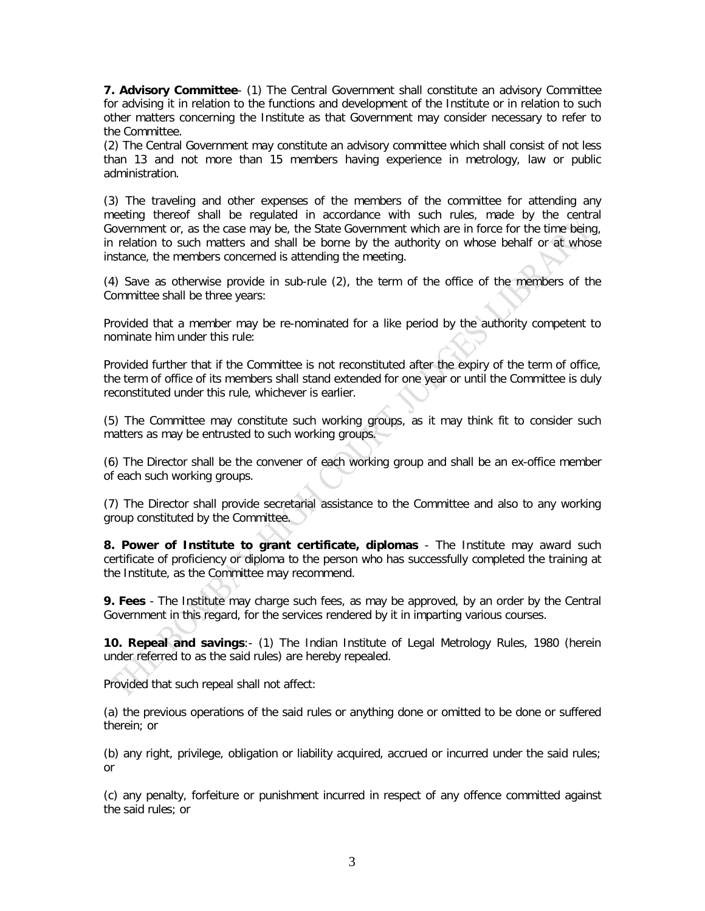**7. Advisory Committee**- (1) The Central Government shall constitute an advisory Committee for advising it in relation to the functions and development of the Institute or in relation to such other matters concerning the Institute as that Government may consider necessary to refer to the Committee.

(2) The Central Government may constitute an advisory committee which shall consist of not less than 13 and not more than 15 members having experience in metrology, law or public administration.

(3) The traveling and other expenses of the members of the committee for attending any meeting thereof shall be regulated in accordance with such rules, made by the central Government or, as the case may be, the State Government which are in force for the time being, in relation to such matters and shall be borne by the authority on whose behalf or at whose instance, the members concerned is attending the meeting.

(4) Save as otherwise provide in sub-rule (2), the term of the office of the members of the Committee shall be three years:

Provided that a member may be re-nominated for a like period by the authority competent to nominate him under this rule:

Provided further that if the Committee is not reconstituted after the expiry of the term of office, the term of office of its members shall stand extended for one year or until the Committee is duly reconstituted under this rule, whichever is earlier.

(5) The Committee may constitute such working groups, as it may think fit to consider such matters as may be entrusted to such working groups.

(6) The Director shall be the convener of each working group and shall be an ex-office member of each such working groups.

(7) The Director shall provide secretarial assistance to the Committee and also to any working group constituted by the Committee.

**8. Power of Institute to grant certificate, diplomas** - The Institute may award such certificate of proficiency or diploma to the person who has successfully completed the training at the Institute, as the Committee may recommend.

**9. Fees** - The Institute may charge such fees, as may be approved, by an order by the Central Government in this regard, for the services rendered by it in imparting various courses.

**10. Repeal and savings**:- (1) The Indian Institute of Legal Metrology Rules, 1980 (herein under referred to as the said rules) are hereby repealed.

Provided that such repeal shall not affect:

(a) the previous operations of the said rules or anything done or omitted to be done or suffered therein; or

(b) any right, privilege, obligation or liability acquired, accrued or incurred under the said rules; or

(c) any penalty, forfeiture or punishment incurred in respect of any offence committed against the said rules; or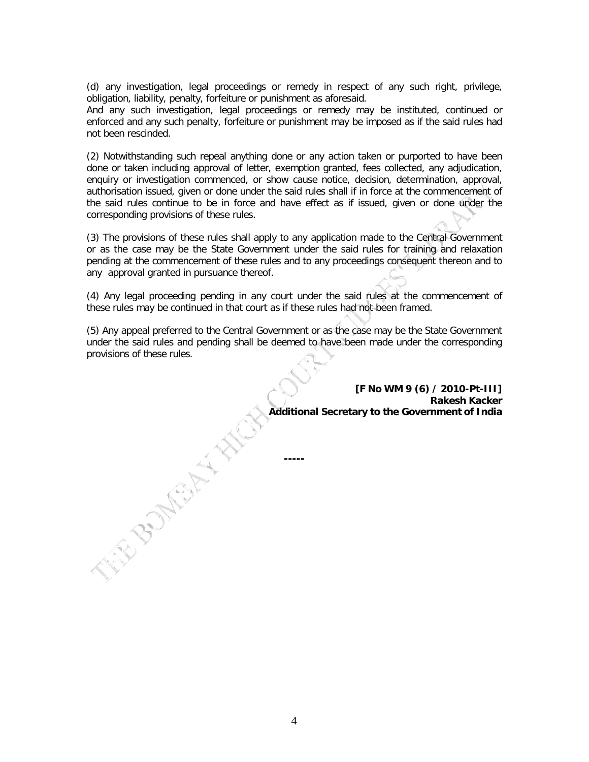(d) any investigation, legal proceedings or remedy in respect of any such right, privilege, obligation, liability, penalty, forfeiture or punishment as aforesaid.

And any such investigation, legal proceedings or remedy may be instituted, continued or enforced and any such penalty, forfeiture or punishment may be imposed as if the said rules had not been rescinded.

(2) Notwithstanding such repeal anything done or any action taken or purported to have been done or taken including approval of letter, exemption granted, fees collected, any adjudication, enquiry or investigation commenced, or show cause notice, decision, determination, approval, authorisation issued, given or done under the said rules shall if in force at the commencement of the said rules continue to be in force and have effect as if issued, given or done under the corresponding provisions of these rules.

(3) The provisions of these rules shall apply to any application made to the Central Government or as the case may be the State Government under the said rules for training and relaxation pending at the commencement of these rules and to any proceedings consequent thereon and to any approval granted in pursuance thereof.

(4) Any legal proceeding pending in any court under the said rules at the commencement of these rules may be continued in that court as if these rules had not been framed.

(5) Any appeal preferred to the Central Government or as the case may be the State Government under the said rules and pending shall be deemed to have been made under the corresponding provisions of these rules.

**[F No WM 9 (6) / 2010-Pt-III]**
**Rakesh Kacker**
**Additional Secretary to the Government of India**

-----